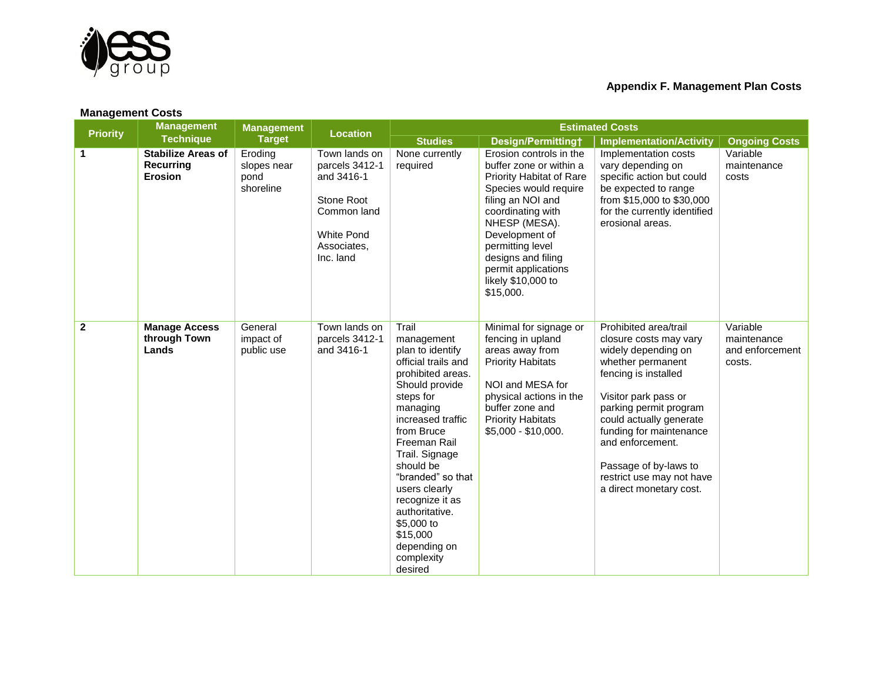## Appendix F. Management Plan Costs

### Management Costs

| Priority | Management Technique | Management Target | Location | Estimated Costs | | | |
|---|---|---|---|---|---|---|---|
| | | | | Studies | Design/Permitting† | Implementation/Activity | Ongoing Costs |
| 1 | **Stabilize Areas of Recurring Erosion** | Eroding slopes near pond shoreline | Town lands on parcels 3412-1 and 3416-1<br><br>Stone Root Common land<br><br>White Pond Associates, Inc. land | None currently required | Erosion controls in the buffer zone or within a Priority Habitat of Rare Species would require filing an NOI and coordinating with NHESP (MESA). Development of permitting level designs and filing permit applications likely $10,000 to $15,000. | Implementation costs vary depending on specific action but could be expected to range from $15,000 to $30,000 for the currently identified erosional areas. | Variable maintenance costs |
| 2 | **Manage Access through Town Lands** | General impact of public use | Town lands on parcels 3412-1 and 3416-1 | Trail management plan to identify official trails and prohibited areas. Should provide steps for managing increased traffic from Bruce Freeman Rail Trail. Signage should be "branded" so that users clearly recognize it as authoritative. $5,000 to $15,000 depending on complexity desired | Minimal for signage or fencing in upland areas away from Priority Habitats<br><br>NOI and MESA for physical actions in the buffer zone and Priority Habitats $5,000 - $10,000. | Prohibited area/trail closure costs may vary widely depending on whether permanent fencing is installed<br><br>Visitor park pass or parking permit program could actually generate funding for maintenance and enforcement.<br><br>Passage of by-laws to restrict use may not have a direct monetary cost. | Variable maintenance and enforcement costs. |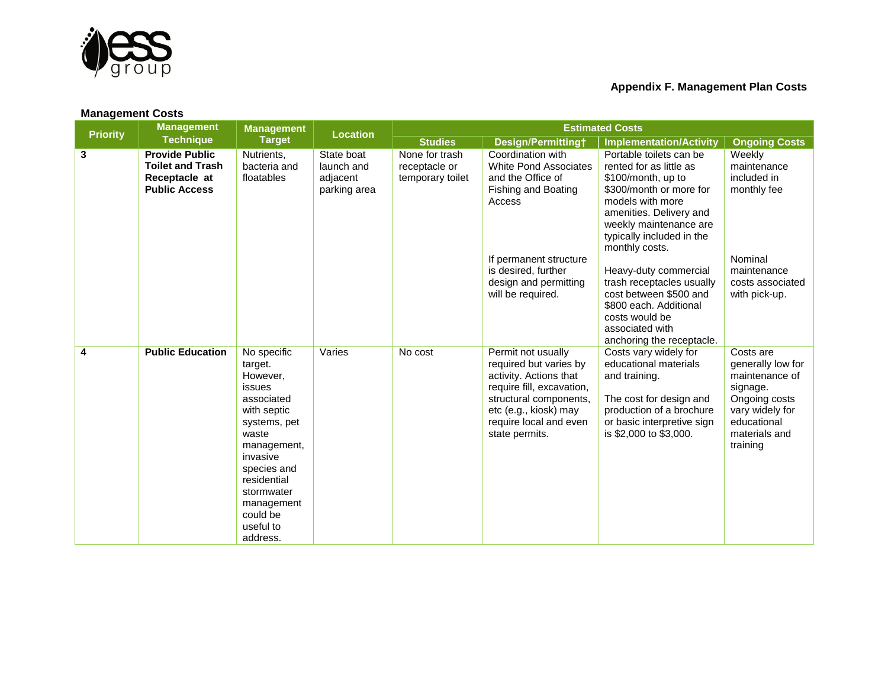## Appendix F. Management Plan Costs

### Management Costs

| Priority | Management Technique | Management Target | Location | Estimated Costs | | | |
|---|---|---|---|---|---|---|---|
| | | | | Studies | Design/Permitting† | Implementation/Activity | Ongoing Costs |
| 3 | **Provide Public Toilet and Trash Receptacle at Public Access** | Nutrients, bacteria and floatables | State boat launch and adjacent parking area | None for trash receptacle or temporary toilet | Coordination with White Pond Associates and the Office of Fishing and Boating Access<br><br>If permanent structure is desired, further design and permitting will be required. | Portable toilets can be rented for as little as $100/month, up to $300/month or more for models with more amenities. Delivery and weekly maintenance are typically included in the monthly costs.<br><br>Heavy-duty commercial trash receptacles usually cost between $500 and $800 each. Additional costs would be associated with anchoring the receptacle. | Weekly maintenance included in monthly fee<br><br>Nominal maintenance costs associated with pick-up. |
| 4 | **Public Education** | No specific target. However, issues associated with septic systems, pet waste management, invasive species and residential stormwater management could be useful to address. | Varies | No cost | Permit not usually required but varies by activity. Actions that require fill, excavation, structural components, etc (e.g., kiosk) may require local and even state permits. | Costs vary widely for educational materials and training.<br><br>The cost for design and production of a brochure or basic interpretive sign is $2,000 to $3,000. | Costs are generally low for maintenance of signage. Ongoing costs vary widely for educational materials and training |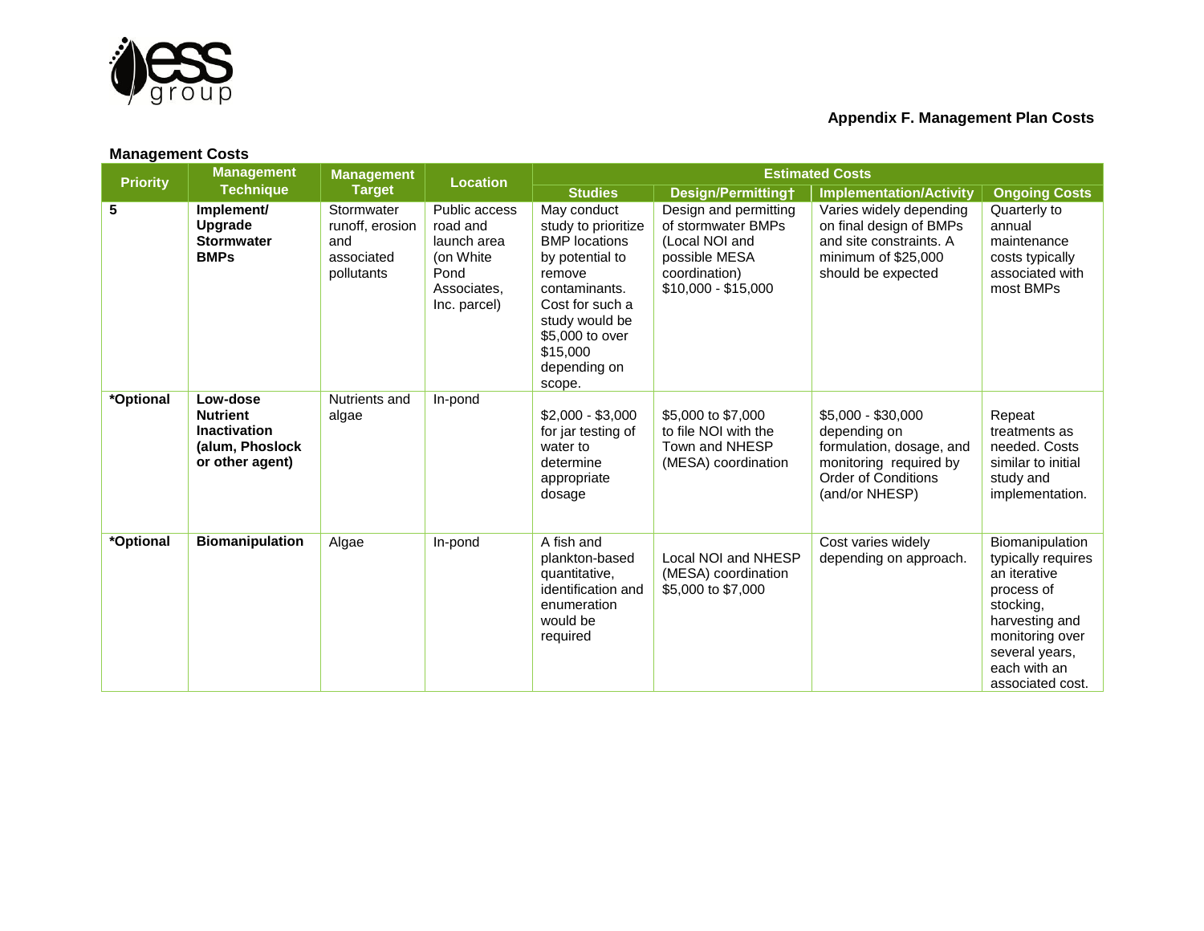## Appendix F. Management Plan Costs

### Management Costs

| Priority | Management Technique | Management Target | Location | Estimated Costs | | | |
|---|---|---|---|---|---|---|---|
| | | | | Studies | Design/Permitting† | Implementation/Activity | Ongoing Costs |
| 5 | **Implement/ Upgrade Stormwater BMPs** | Stormwater runoff, erosion and associated pollutants | Public access road and launch area (on White Pond Associates, Inc. parcel) | May conduct study to prioritize BMP locations by potential to remove contaminants. Cost for such a study would be $5,000 to over $15,000 depending on scope. | Design and permitting of stormwater BMPs (Local NOI and possible MESA coordination) $10,000 - $15,000 | Varies widely depending on final design of BMPs and site constraints. A minimum of $25,000 should be expected | Quarterly to annual maintenance costs typically associated with most BMPs |
| *Optional | **Low-dose Nutrient Inactivation (alum, Phoslock or other agent)** | Nutrients and algae | In-pond | $2,000 - $3,000 for jar testing of water to determine appropriate dosage | $5,000 to $7,000 to file NOI with the Town and NHESP (MESA) coordination | $5,000 - $30,000 depending on formulation, dosage, and monitoring required by Order of Conditions (and/or NHESP) | Repeat treatments as needed. Costs similar to initial study and implementation. |
| *Optional | **Biomanipulation** | Algae | In-pond | A fish and plankton-based quantitative, identification and enumeration would be required | Local NOI and NHESP (MESA) coordination $5,000 to $7,000 | Cost varies widely depending on approach. | Biomanipulation typically requires an iterative process of stocking, harvesting and monitoring over several years, each with an associated cost. |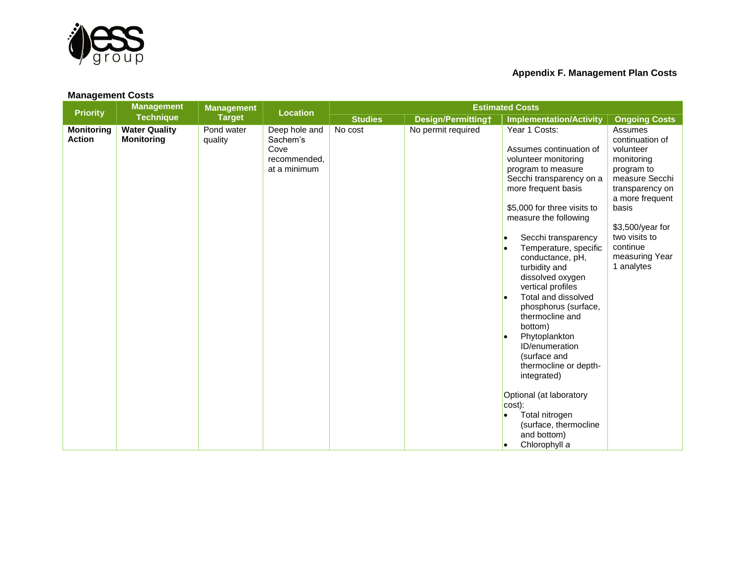**Appendix F. Management Plan Costs**

**Management Costs**

| Priority | Management Technique | Management Target | Location | Estimated Costs | | | |
|---|---|---|---|---|---|---|---|
| | | | | Studies | Design/Permitting† | Implementation/Activity | Ongoing Costs |
| **Monitoring Action** | **Water Quality Monitoring** | Pond water quality | Deep hole and Sachem's Cove recommended, at a minimum | No cost | No permit required | Year 1 Costs:<br><br>Assumes continuation of volunteer monitoring program to measure Secchi transparency on a more frequent basis<br><br>$5,000 for three visits to measure the following<br><br>• Secchi transparency<br>• Temperature, specific conductance, pH, turbidity and dissolved oxygen vertical profiles<br>• Total and dissolved phosphorus (surface, thermocline and bottom)<br>• Phytoplankton ID/enumeration (surface and thermocline or depth-integrated)<br><br>Optional (at laboratory cost):<br>• Total nitrogen (surface, thermocline and bottom)<br>• Chlorophyll *a* | Assumes continuation of volunteer monitoring program to measure Secchi transparency on a more frequent basis<br><br>$3,500/year for two visits to continue measuring Year 1 analytes |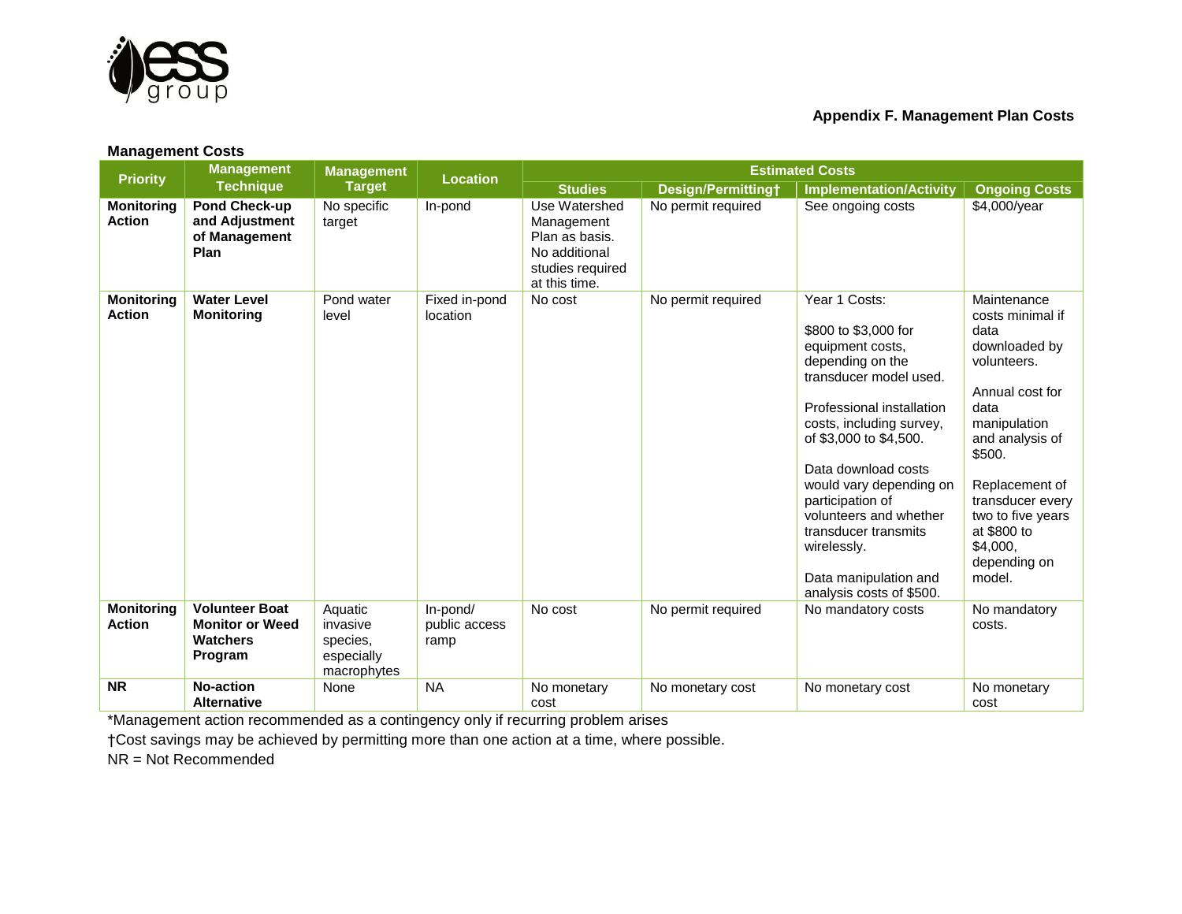## Appendix F. Management Plan Costs

**Management Costs**

| Priority | Management Technique | Management Target | Location | Estimated Costs | | | |
|---|---|---|---|---|---|---|---|
| | | | | Studies | Design/Permitting† | Implementation/Activity | Ongoing Costs |
| **Monitoring Action** | **Pond Check-up and Adjustment of Management Plan** | No specific target | In-pond | Use Watershed Management Plan as basis. No additional studies required at this time. | No permit required | See ongoing costs | $4,000/year |
| **Monitoring Action** | **Water Level Monitoring** | Pond water level | Fixed in-pond location | No cost | No permit required | Year 1 Costs:<br><br>$800 to $3,000 for equipment costs, depending on the transducer model used.<br><br>Professional installation costs, including survey, of $3,000 to $4,500.<br><br>Data download costs would vary depending on participation of volunteers and whether transducer transmits wirelessly.<br><br>Data manipulation and analysis costs of $500. | Maintenance costs minimal if data downloaded by volunteers.<br><br>Annual cost for data manipulation and analysis of $500.<br><br>Replacement of transducer every two to five years at $800 to $4,000, depending on model. |
| **Monitoring Action** | **Volunteer Boat Monitor or Weed Watchers Program** | Aquatic invasive species, especially macrophytes | In-pond/ public access ramp | No cost | No permit required | No mandatory costs | No mandatory costs. |
| **NR** | **No-action Alternative** | None | NA | No monetary cost | No monetary cost | No monetary cost | No monetary cost |

*Management action recommended as a contingency only if recurring problem arises

†Cost savings may be achieved by permitting more than one action at a time, where possible.

NR = Not Recommended